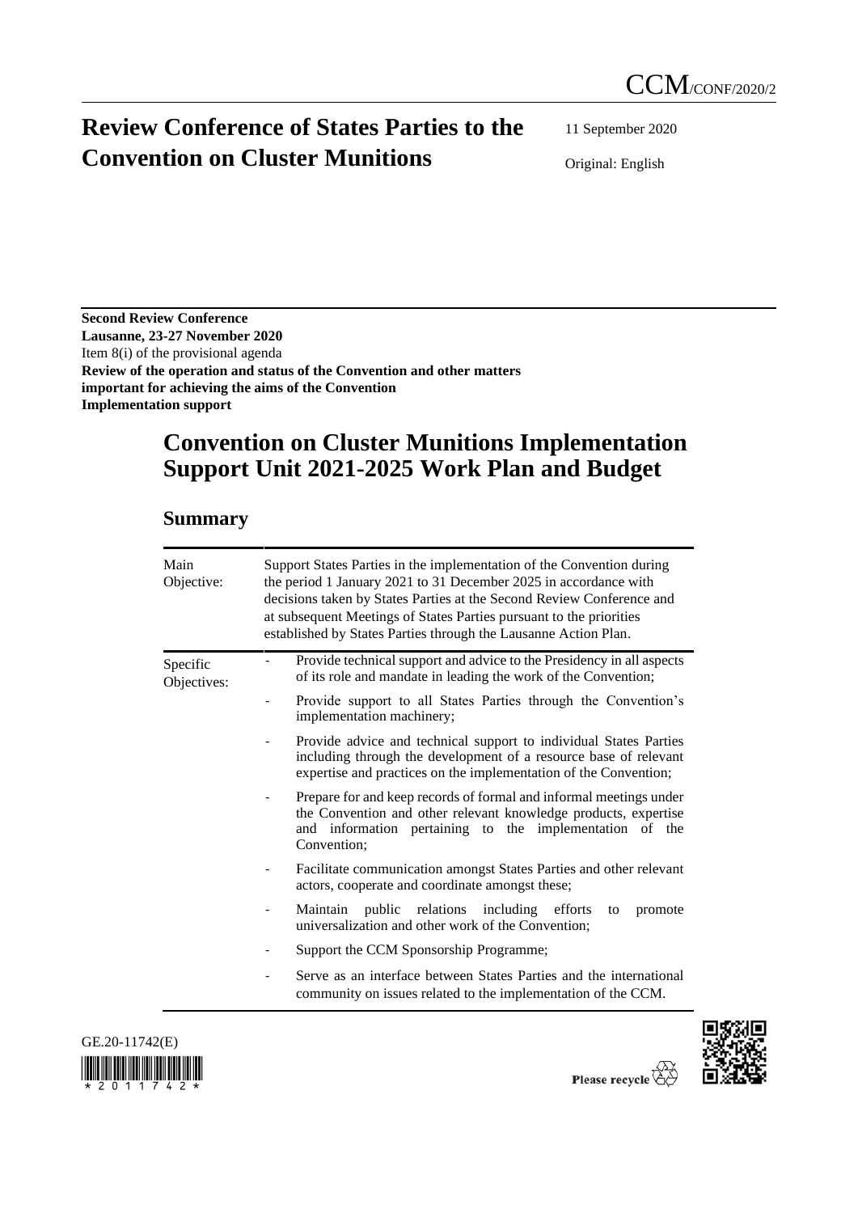CCM/CONF/2020/2

# Review Conference of States Parties to the Convention on Cluster Munitions

11 September 2020

Original: English

**Second Review Conference**
**Lausanne, 23-27 November 2020**
Item 8(i) of the provisional agenda
**Review of the operation and status of the Convention and other matters important for achieving the aims of the Convention**
**Implementation support**

# Convention on Cluster Munitions Implementation Support Unit 2021-2025 Work Plan and Budget

## Summary

| | |
|---|---|
| Main Objective: | Support States Parties in the implementation of the Convention during the period 1 January 2021 to 31 December 2025 in accordance with decisions taken by States Parties at the Second Review Conference and at subsequent Meetings of States Parties pursuant to the priorities established by States Parties through the Lausanne Action Plan. |
| Specific Objectives: | - Provide technical support and advice to the Presidency in all aspects of its role and mandate in leading the work of the Convention;<br>- Provide support to all States Parties through the Convention's implementation machinery;<br>- Provide advice and technical support to individual States Parties including through the development of a resource base of relevant expertise and practices on the implementation of the Convention;<br>- Prepare for and keep records of formal and informal meetings under the Convention and other relevant knowledge products, expertise and information pertaining to the implementation of the Convention;<br>- Facilitate communication amongst States Parties and other relevant actors, cooperate and coordinate amongst these;<br>- Maintain public relations including efforts to promote universalization and other work of the Convention;<br>- Support the CCM Sponsorship Programme;<br>- Serve as an interface between States Parties and the international community on issues related to the implementation of the CCM. |

GE.20-11742(E)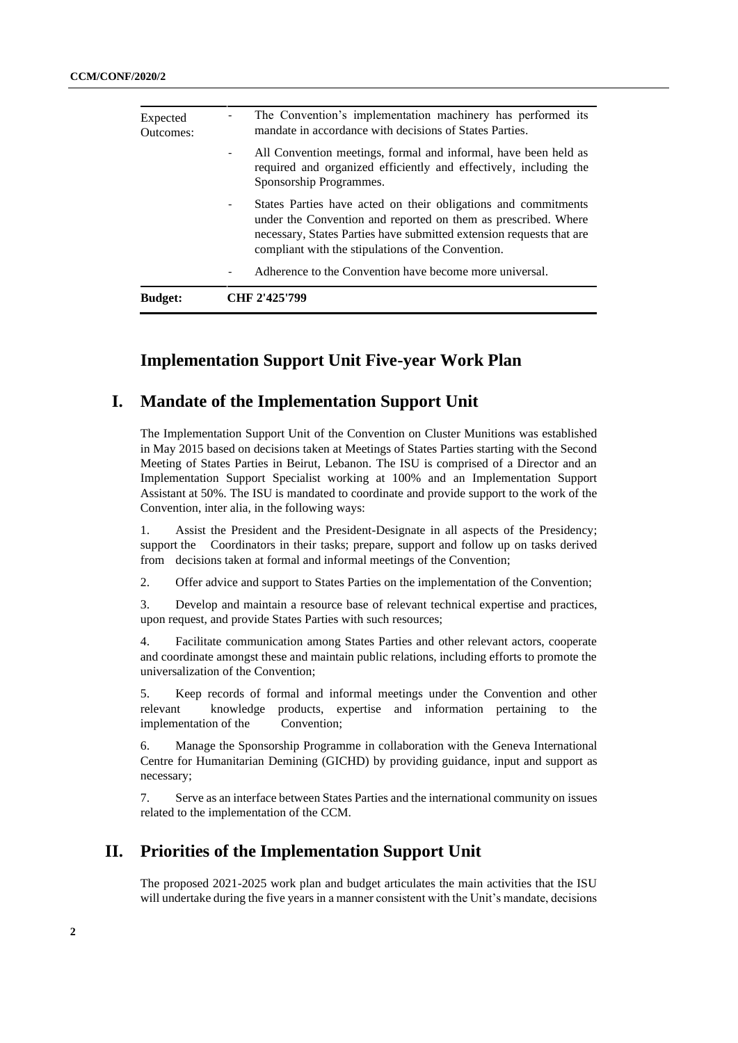| | |
|---|---|
| Expected Outcomes: | - The Convention's implementation machinery has performed its mandate in accordance with decisions of States Parties.<br>- All Convention meetings, formal and informal, have been held as required and organized efficiently and effectively, including the Sponsorship Programmes.<br>- States Parties have acted on their obligations and commitments under the Convention and reported on them as prescribed. Where necessary, States Parties have submitted extension requests that are compliant with the stipulations of the Convention.<br>- Adherence to the Convention have become more universal. |
| **Budget:** | **CHF 2'425'799** |

## Implementation Support Unit Five-year Work Plan

## I. Mandate of the Implementation Support Unit

The Implementation Support Unit of the Convention on Cluster Munitions was established in May 2015 based on decisions taken at Meetings of States Parties starting with the Second Meeting of States Parties in Beirut, Lebanon. The ISU is comprised of a Director and an Implementation Support Specialist working at 100% and an Implementation Support Assistant at 50%. The ISU is mandated to coordinate and provide support to the work of the Convention, inter alia, in the following ways:

1. Assist the President and the President-Designate in all aspects of the Presidency; support the Coordinators in their tasks; prepare, support and follow up on tasks derived from decisions taken at formal and informal meetings of the Convention;

2. Offer advice and support to States Parties on the implementation of the Convention;

3. Develop and maintain a resource base of relevant technical expertise and practices, upon request, and provide States Parties with such resources;

4. Facilitate communication among States Parties and other relevant actors, cooperate and coordinate amongst these and maintain public relations, including efforts to promote the universalization of the Convention;

5. Keep records of formal and informal meetings under the Convention and other relevant knowledge products, expertise and information pertaining to the implementation of the Convention;

6. Manage the Sponsorship Programme in collaboration with the Geneva International Centre for Humanitarian Demining (GICHD) by providing guidance, input and support as necessary;

7. Serve as an interface between States Parties and the international community on issues related to the implementation of the CCM.

## II. Priorities of the Implementation Support Unit

The proposed 2021-2025 work plan and budget articulates the main activities that the ISU will undertake during the five years in a manner consistent with the Unit's mandate, decisions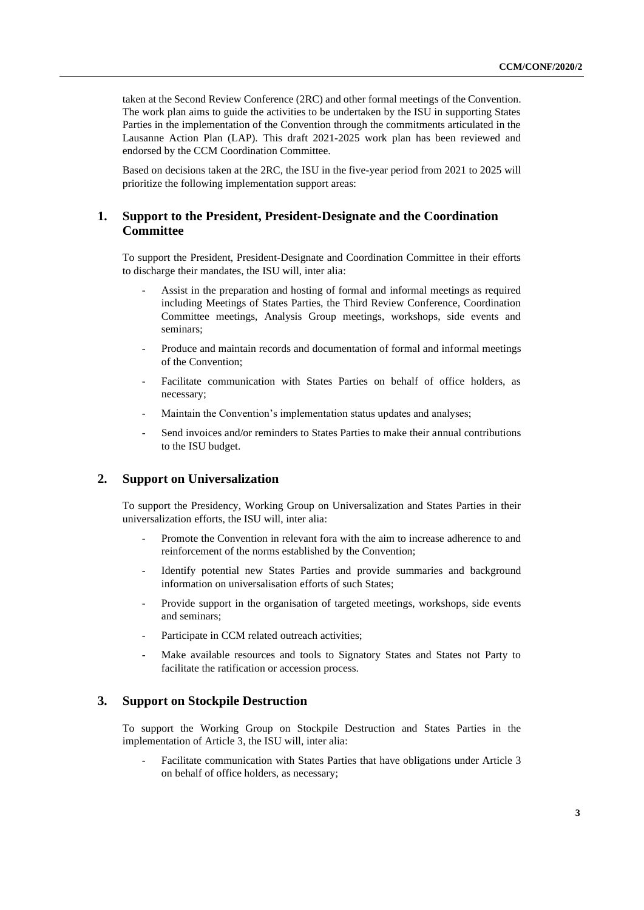taken at the Second Review Conference (2RC) and other formal meetings of the Convention. The work plan aims to guide the activities to be undertaken by the ISU in supporting States Parties in the implementation of the Convention through the commitments articulated in the Lausanne Action Plan (LAP). This draft 2021-2025 work plan has been reviewed and endorsed by the CCM Coordination Committee.

Based on decisions taken at the 2RC, the ISU in the five-year period from 2021 to 2025 will prioritize the following implementation support areas:

## 1. Support to the President, President-Designate and the Coordination Committee

To support the President, President-Designate and Coordination Committee in their efforts to discharge their mandates, the ISU will, inter alia:

- Assist in the preparation and hosting of formal and informal meetings as required including Meetings of States Parties, the Third Review Conference, Coordination Committee meetings, Analysis Group meetings, workshops, side events and seminars;
- Produce and maintain records and documentation of formal and informal meetings of the Convention;
- Facilitate communication with States Parties on behalf of office holders, as necessary;
- Maintain the Convention's implementation status updates and analyses;
- Send invoices and/or reminders to States Parties to make their annual contributions to the ISU budget.

## 2. Support on Universalization

To support the Presidency, Working Group on Universalization and States Parties in their universalization efforts, the ISU will, inter alia:

- Promote the Convention in relevant fora with the aim to increase adherence to and reinforcement of the norms established by the Convention;
- Identify potential new States Parties and provide summaries and background information on universalisation efforts of such States;
- Provide support in the organisation of targeted meetings, workshops, side events and seminars;
- Participate in CCM related outreach activities;
- Make available resources and tools to Signatory States and States not Party to facilitate the ratification or accession process.

## 3. Support on Stockpile Destruction

To support the Working Group on Stockpile Destruction and States Parties in the implementation of Article 3, the ISU will, inter alia:

- Facilitate communication with States Parties that have obligations under Article 3 on behalf of office holders, as necessary;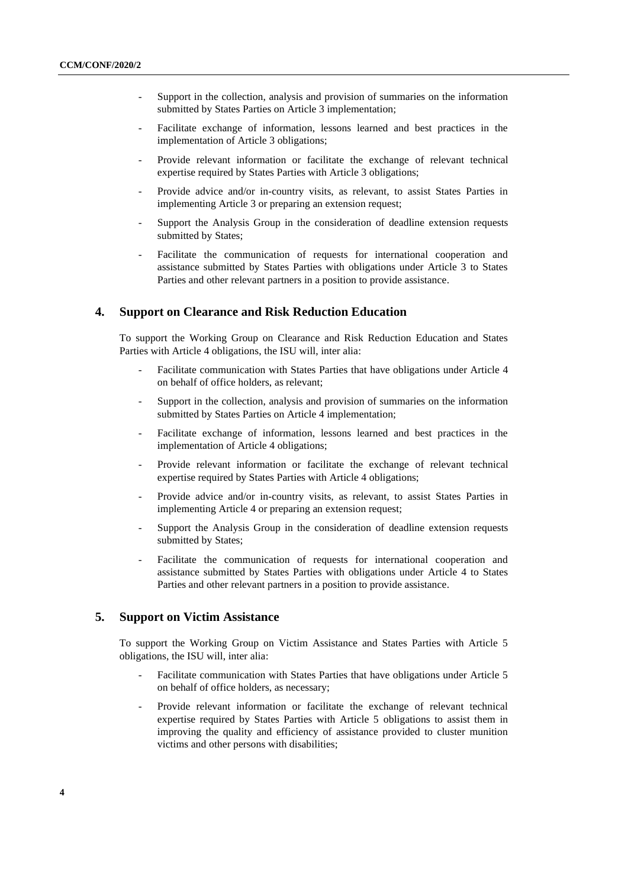- Support in the collection, analysis and provision of summaries on the information submitted by States Parties on Article 3 implementation;
- Facilitate exchange of information, lessons learned and best practices in the implementation of Article 3 obligations;
- Provide relevant information or facilitate the exchange of relevant technical expertise required by States Parties with Article 3 obligations;
- Provide advice and/or in-country visits, as relevant, to assist States Parties in implementing Article 3 or preparing an extension request;
- Support the Analysis Group in the consideration of deadline extension requests submitted by States;
- Facilitate the communication of requests for international cooperation and assistance submitted by States Parties with obligations under Article 3 to States Parties and other relevant partners in a position to provide assistance.

## 4. Support on Clearance and Risk Reduction Education

To support the Working Group on Clearance and Risk Reduction Education and States Parties with Article 4 obligations, the ISU will, inter alia:

- Facilitate communication with States Parties that have obligations under Article 4 on behalf of office holders, as relevant;
- Support in the collection, analysis and provision of summaries on the information submitted by States Parties on Article 4 implementation;
- Facilitate exchange of information, lessons learned and best practices in the implementation of Article 4 obligations;
- Provide relevant information or facilitate the exchange of relevant technical expertise required by States Parties with Article 4 obligations;
- Provide advice and/or in-country visits, as relevant, to assist States Parties in implementing Article 4 or preparing an extension request;
- Support the Analysis Group in the consideration of deadline extension requests submitted by States;
- Facilitate the communication of requests for international cooperation and assistance submitted by States Parties with obligations under Article 4 to States Parties and other relevant partners in a position to provide assistance.

## 5. Support on Victim Assistance

To support the Working Group on Victim Assistance and States Parties with Article 5 obligations, the ISU will, inter alia:

- Facilitate communication with States Parties that have obligations under Article 5 on behalf of office holders, as necessary;
- Provide relevant information or facilitate the exchange of relevant technical expertise required by States Parties with Article 5 obligations to assist them in improving the quality and efficiency of assistance provided to cluster munition victims and other persons with disabilities;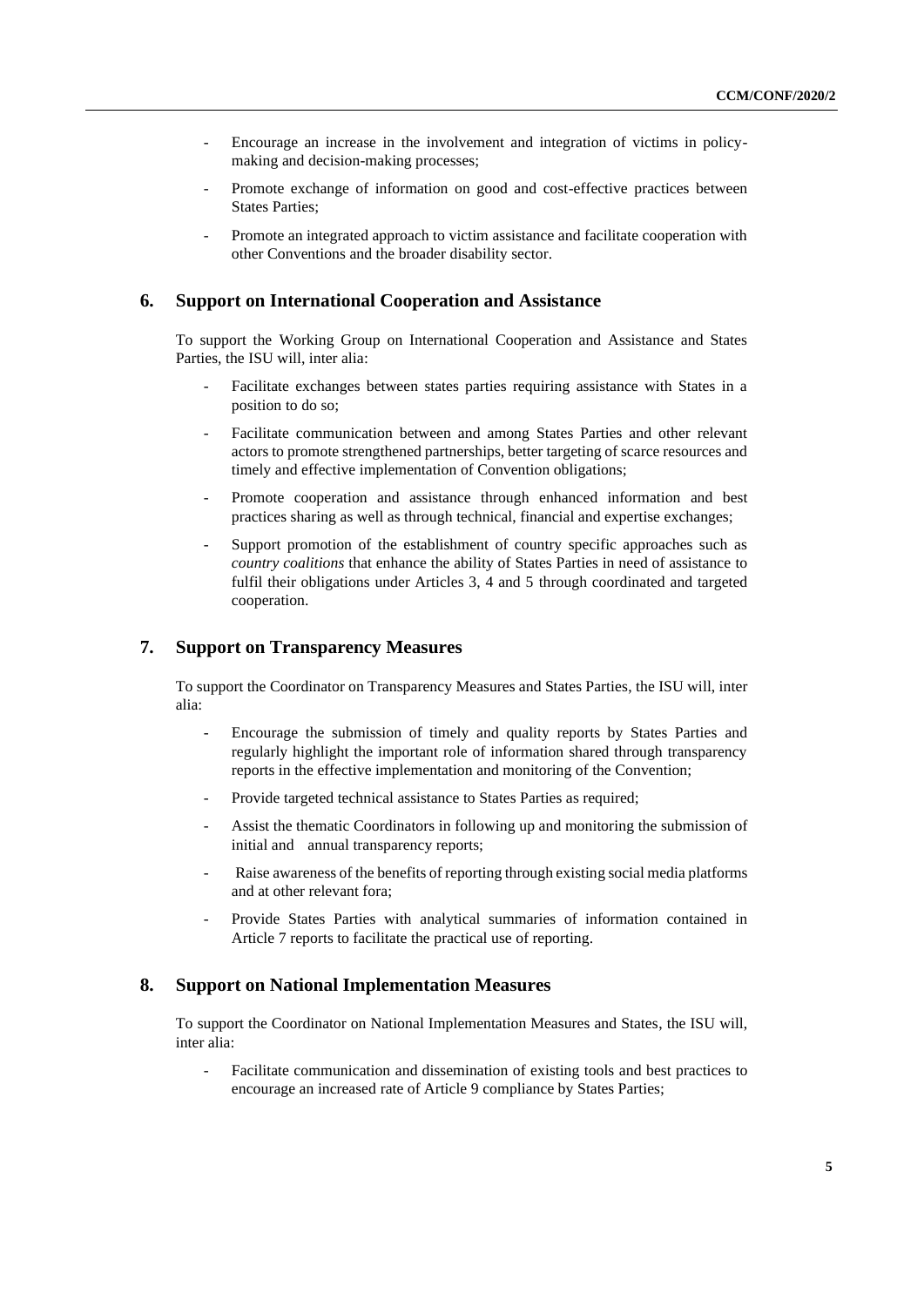- Encourage an increase in the involvement and integration of victims in policy-making and decision-making processes;
- Promote exchange of information on good and cost-effective practices between States Parties;
- Promote an integrated approach to victim assistance and facilitate cooperation with other Conventions and the broader disability sector.

## 6. Support on International Cooperation and Assistance

To support the Working Group on International Cooperation and Assistance and States Parties, the ISU will, inter alia:

- Facilitate exchanges between states parties requiring assistance with States in a position to do so;
- Facilitate communication between and among States Parties and other relevant actors to promote strengthened partnerships, better targeting of scarce resources and timely and effective implementation of Convention obligations;
- Promote cooperation and assistance through enhanced information and best practices sharing as well as through technical, financial and expertise exchanges;
- Support promotion of the establishment of country specific approaches such as *country coalitions* that enhance the ability of States Parties in need of assistance to fulfil their obligations under Articles 3, 4 and 5 through coordinated and targeted cooperation.

## 7. Support on Transparency Measures

To support the Coordinator on Transparency Measures and States Parties, the ISU will, inter alia:

- Encourage the submission of timely and quality reports by States Parties and regularly highlight the important role of information shared through transparency reports in the effective implementation and monitoring of the Convention;
- Provide targeted technical assistance to States Parties as required;
- Assist the thematic Coordinators in following up and monitoring the submission of initial and annual transparency reports;
- Raise awareness of the benefits of reporting through existing social media platforms and at other relevant fora;
- Provide States Parties with analytical summaries of information contained in Article 7 reports to facilitate the practical use of reporting.

## 8. Support on National Implementation Measures

To support the Coordinator on National Implementation Measures and States, the ISU will, inter alia:

- Facilitate communication and dissemination of existing tools and best practices to encourage an increased rate of Article 9 compliance by States Parties;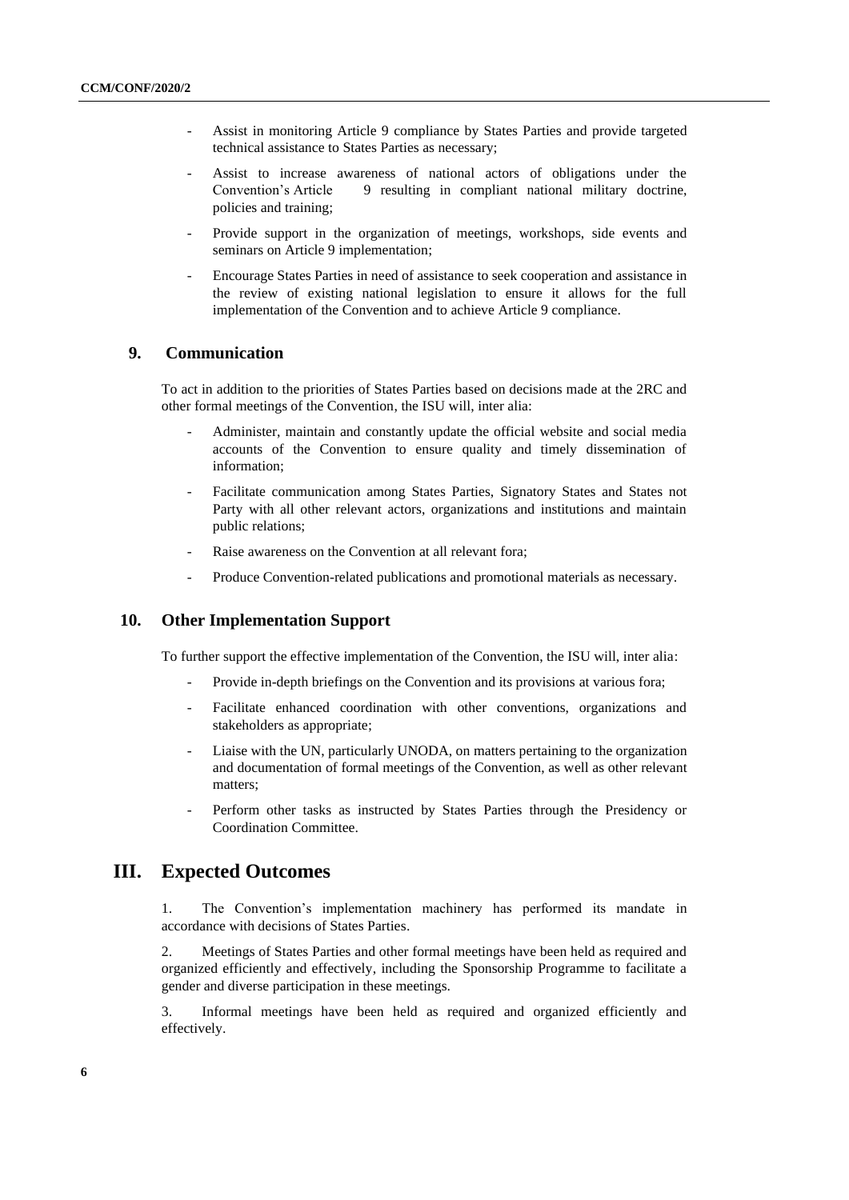- Assist in monitoring Article 9 compliance by States Parties and provide targeted technical assistance to States Parties as necessary;
- Assist to increase awareness of national actors of obligations under the Convention's Article 9 resulting in compliant national military doctrine, policies and training;
- Provide support in the organization of meetings, workshops, side events and seminars on Article 9 implementation;
- Encourage States Parties in need of assistance to seek cooperation and assistance in the review of existing national legislation to ensure it allows for the full implementation of the Convention and to achieve Article 9 compliance.

### 9. Communication

To act in addition to the priorities of States Parties based on decisions made at the 2RC and other formal meetings of the Convention, the ISU will, inter alia:

- Administer, maintain and constantly update the official website and social media accounts of the Convention to ensure quality and timely dissemination of information;
- Facilitate communication among States Parties, Signatory States and States not Party with all other relevant actors, organizations and institutions and maintain public relations;
- Raise awareness on the Convention at all relevant fora;
- Produce Convention-related publications and promotional materials as necessary.

### 10. Other Implementation Support

To further support the effective implementation of the Convention, the ISU will, inter alia:

- Provide in-depth briefings on the Convention and its provisions at various fora;
- Facilitate enhanced coordination with other conventions, organizations and stakeholders as appropriate;
- Liaise with the UN, particularly UNODA, on matters pertaining to the organization and documentation of formal meetings of the Convention, as well as other relevant matters;
- Perform other tasks as instructed by States Parties through the Presidency or Coordination Committee.

## III. Expected Outcomes

1. The Convention's implementation machinery has performed its mandate in accordance with decisions of States Parties.

2. Meetings of States Parties and other formal meetings have been held as required and organized efficiently and effectively, including the Sponsorship Programme to facilitate a gender and diverse participation in these meetings.

3. Informal meetings have been held as required and organized efficiently and effectively.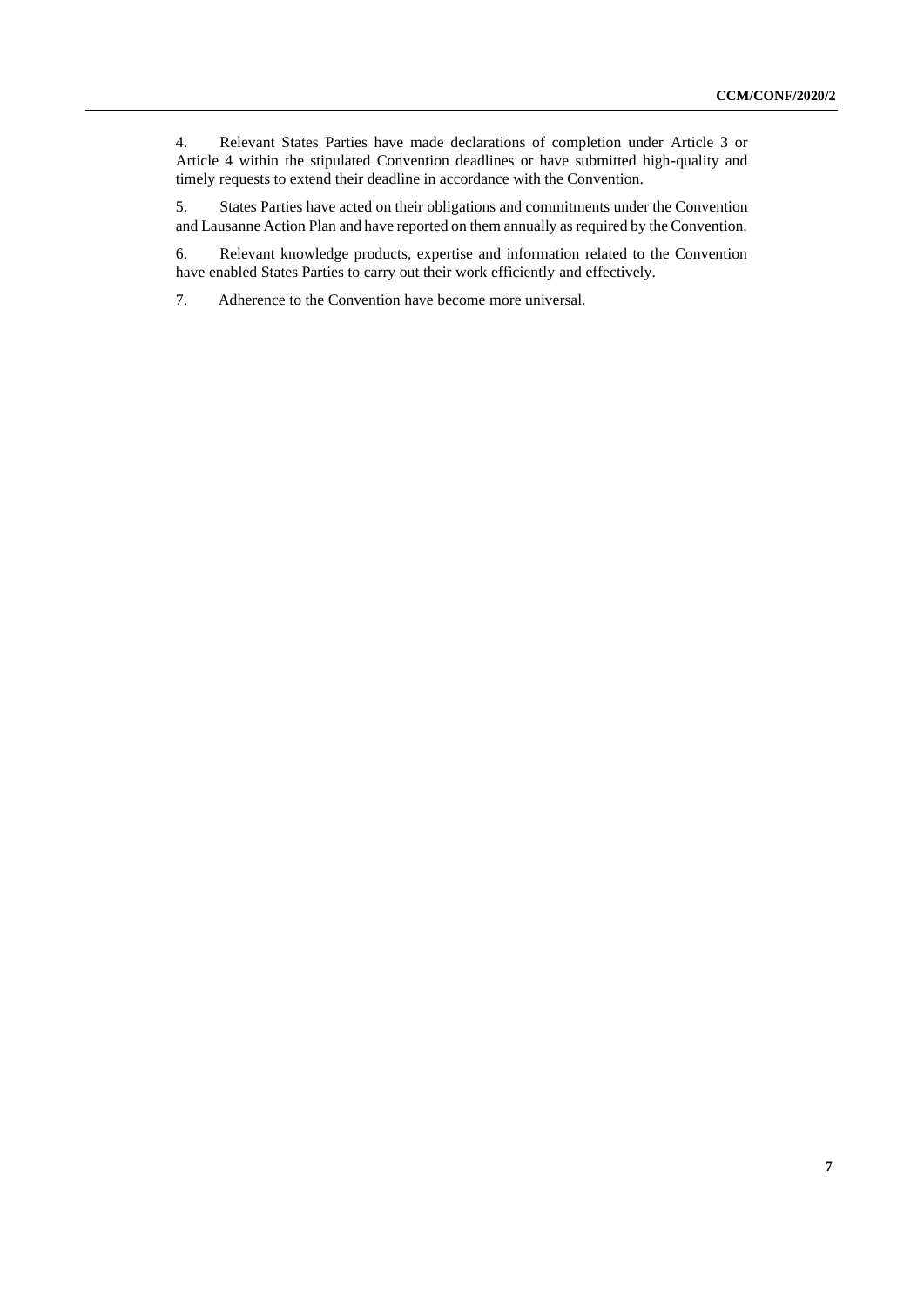4. Relevant States Parties have made declarations of completion under Article 3 or Article 4 within the stipulated Convention deadlines or have submitted high-quality and timely requests to extend their deadline in accordance with the Convention.

5. States Parties have acted on their obligations and commitments under the Convention and Lausanne Action Plan and have reported on them annually as required by the Convention.

6. Relevant knowledge products, expertise and information related to the Convention have enabled States Parties to carry out their work efficiently and effectively.

7. Adherence to the Convention have become more universal.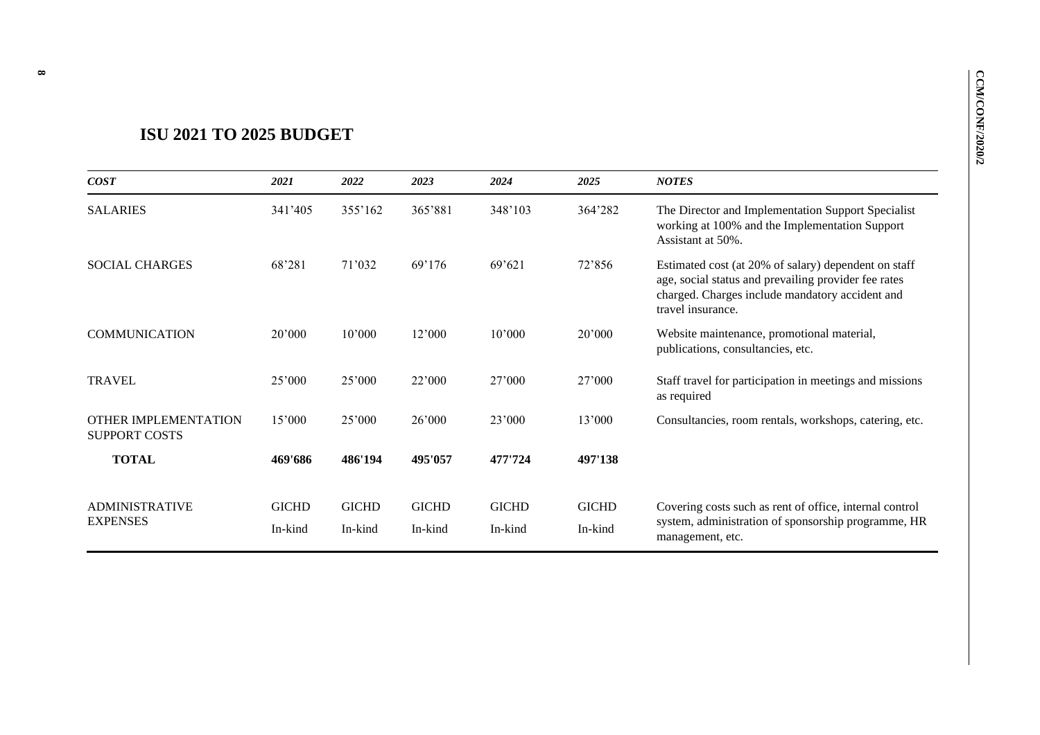## ISU 2021 TO 2025 BUDGET

| *COST* | *2021* | *2022* | *2023* | *2024* | *2025* | *NOTES* |
|---|---|---|---|---|---|---|
| SALARIES | 341’405 | 355’162 | 365’881 | 348’103 | 364’282 | The Director and Implementation Support Specialist working at 100% and the Implementation Support Assistant at 50%. |
| SOCIAL CHARGES | 68’281 | 71’032 | 69’176 | 69’621 | 72’856 | Estimated cost (at 20% of salary) dependent on staff age, social status and prevailing provider fee rates charged. Charges include mandatory accident and travel insurance. |
| COMMUNICATION | 20’000 | 10’000 | 12’000 | 10’000 | 20’000 | Website maintenance, promotional material, publications, consultancies, etc. |
| TRAVEL | 25’000 | 25’000 | 22’000 | 27’000 | 27’000 | Staff travel for participation in meetings and missions as required |
| OTHER IMPLEMENTATION SUPPORT COSTS | 15’000 | 25’000 | 26’000 | 23’000 | 13’000 | Consultancies, room rentals, workshops, catering, etc. |
| **TOTAL** | **469'686** | **486'194** | **495'057** | **477'724** | **497'138** | |
| ADMINISTRATIVE EXPENSES | GICHD In-kind | GICHD In-kind | GICHD In-kind | GICHD In-kind | GICHD In-kind | Covering costs such as rent of office, internal control system, administration of sponsorship programme, HR management, etc. |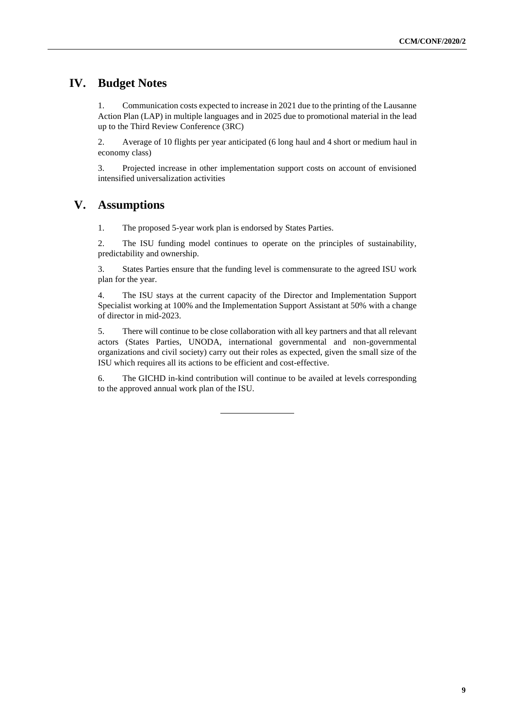## IV. Budget Notes

1. Communication costs expected to increase in 2021 due to the printing of the Lausanne Action Plan (LAP) in multiple languages and in 2025 due to promotional material in the lead up to the Third Review Conference (3RC)

2. Average of 10 flights per year anticipated (6 long haul and 4 short or medium haul in economy class)

3. Projected increase in other implementation support costs on account of envisioned intensified universalization activities

## V. Assumptions

1. The proposed 5-year work plan is endorsed by States Parties.

2. The ISU funding model continues to operate on the principles of sustainability, predictability and ownership.

3. States Parties ensure that the funding level is commensurate to the agreed ISU work plan for the year.

4. The ISU stays at the current capacity of the Director and Implementation Support Specialist working at 100% and the Implementation Support Assistant at 50% with a change of director in mid-2023.

5. There will continue to be close collaboration with all key partners and that all relevant actors (States Parties, UNODA, international governmental and non-governmental organizations and civil society) carry out their roles as expected, given the small size of the ISU which requires all its actions to be efficient and cost-effective.

6. The GICHD in-kind contribution will continue to be availed at levels corresponding to the approved annual work plan of the ISU.